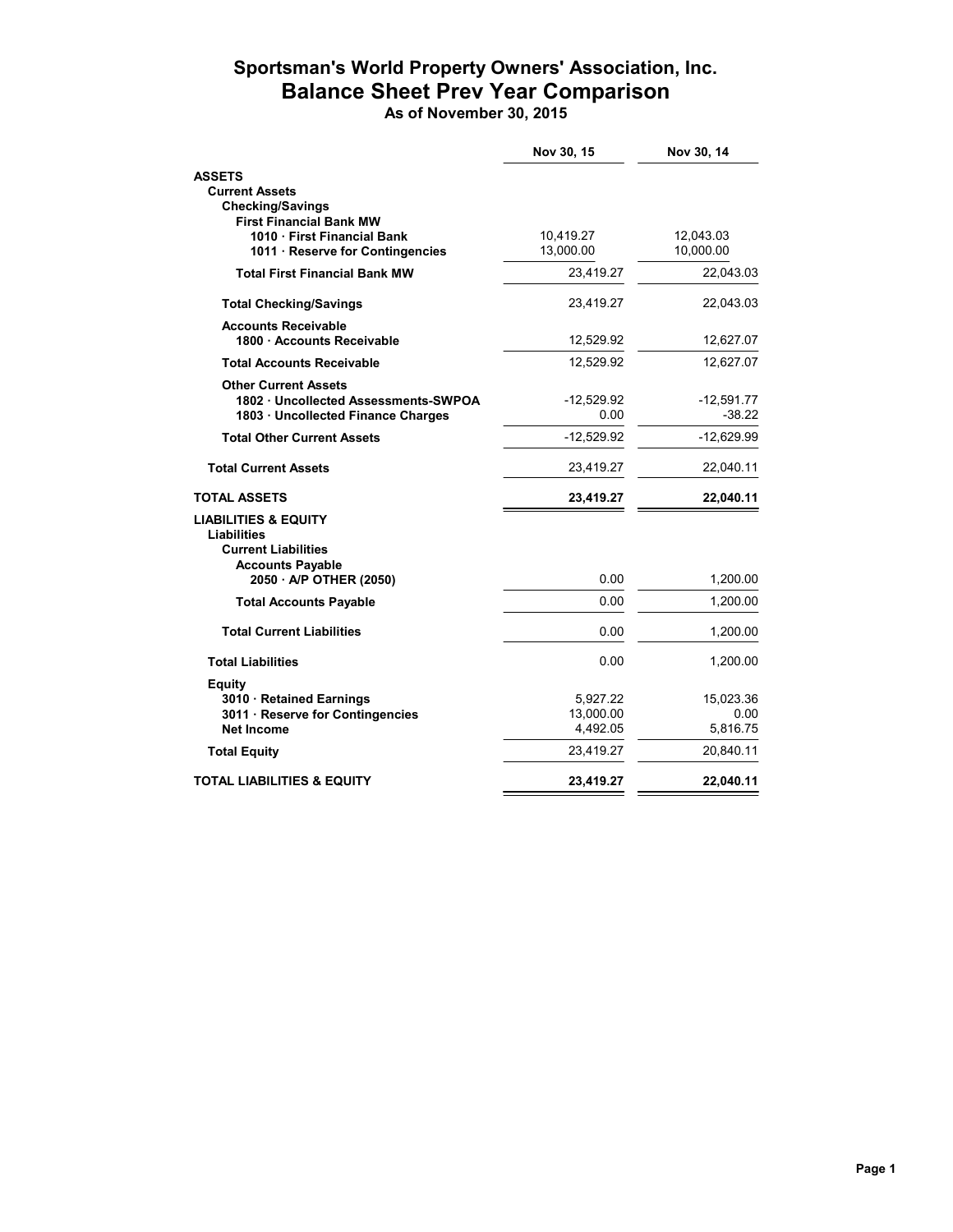# Sportsman's World Property Owners' Association, Inc.
## Balance Sheet Prev Year Comparison
### As of November 30, 2015

| | Nov 30, 15 | Nov 30, 14 |
|---|---|---|
| **ASSETS** | | |
| **Current Assets** | | |
| **Checking/Savings** | | |
| **First Financial Bank MW** | | |
| **1010 · First Financial Bank** | 10,419.27 | 12,043.03 |
| **1011 · Reserve for Contingencies** | 13,000.00 | 10,000.00 |
| **Total First Financial Bank MW** | 23,419.27 | 22,043.03 |
| **Total Checking/Savings** | 23,419.27 | 22,043.03 |
| **Accounts Receivable** | | |
| **1800 · Accounts Receivable** | 12,529.92 | 12,627.07 |
| **Total Accounts Receivable** | 12,529.92 | 12,627.07 |
| **Other Current Assets** | | |
| **1802 · Uncollected Assessments-SWPOA** | -12,529.92 | -12,591.77 |
| **1803 · Uncollected Finance Charges** | 0.00 | -38.22 |
| **Total Other Current Assets** | -12,529.92 | -12,629.99 |
| **Total Current Assets** | 23,419.27 | 22,040.11 |
| **TOTAL ASSETS** | **23,419.27** | **22,040.11** |
| **LIABILITIES & EQUITY** | | |
| **Liabilities** | | |
| **Current Liabilities** | | |
| **Accounts Payable** | | |
| **2050 · A/P OTHER (2050)** | 0.00 | 1,200.00 |
| **Total Accounts Payable** | 0.00 | 1,200.00 |
| **Total Current Liabilities** | 0.00 | 1,200.00 |
| **Total Liabilities** | 0.00 | 1,200.00 |
| **Equity** | | |
| **3010 · Retained Earnings** | 5,927.22 | 15,023.36 |
| **3011 · Reserve for Contingencies** | 13,000.00 | 0.00 |
| **Net Income** | 4,492.05 | 5,816.75 |
| **Total Equity** | 23,419.27 | 20,840.11 |
| **TOTAL LIABILITIES & EQUITY** | **23,419.27** | **22,040.11** |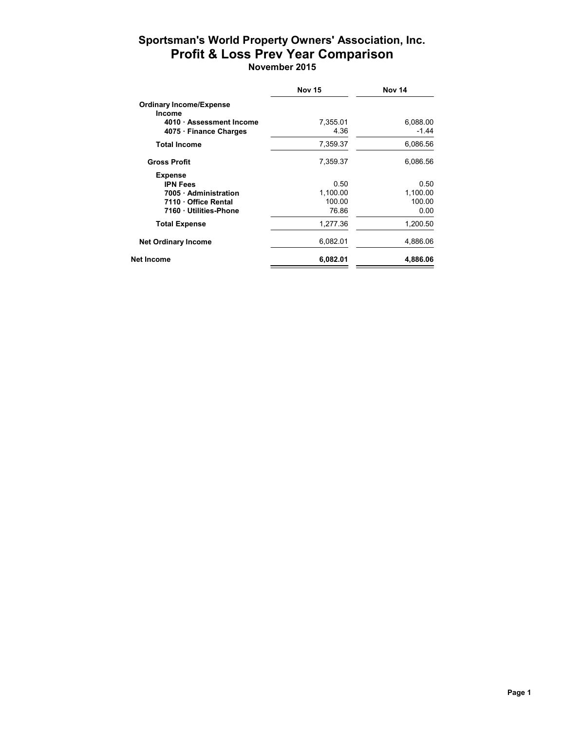# Sportsman's World Property Owners' Association, Inc.
## Profit & Loss Prev Year Comparison
### November 2015

| | Nov 15 | Nov 14 |
|---|---|---|
| **Ordinary Income/Expense** | | |
| **Income** | | |
| **4010 · Assessment Income** | 7,355.01 | 6,088.00 |
| **4075 · Finance Charges** | 4.36 | -1.44 |
| **Total Income** | 7,359.37 | 6,086.56 |
| **Gross Profit** | 7,359.37 | 6,086.56 |
| **Expense** | | |
| **IPN Fees** | 0.50 | 0.50 |
| **7005 · Administration** | 1,100.00 | 1,100.00 |
| **7110 · Office Rental** | 100.00 | 100.00 |
| **7160 · Utilities-Phone** | 76.86 | 0.00 |
| **Total Expense** | 1,277.36 | 1,200.50 |
| **Net Ordinary Income** | 6,082.01 | 4,886.06 |
| **Net Income** | **6,082.01** | **4,886.06** |